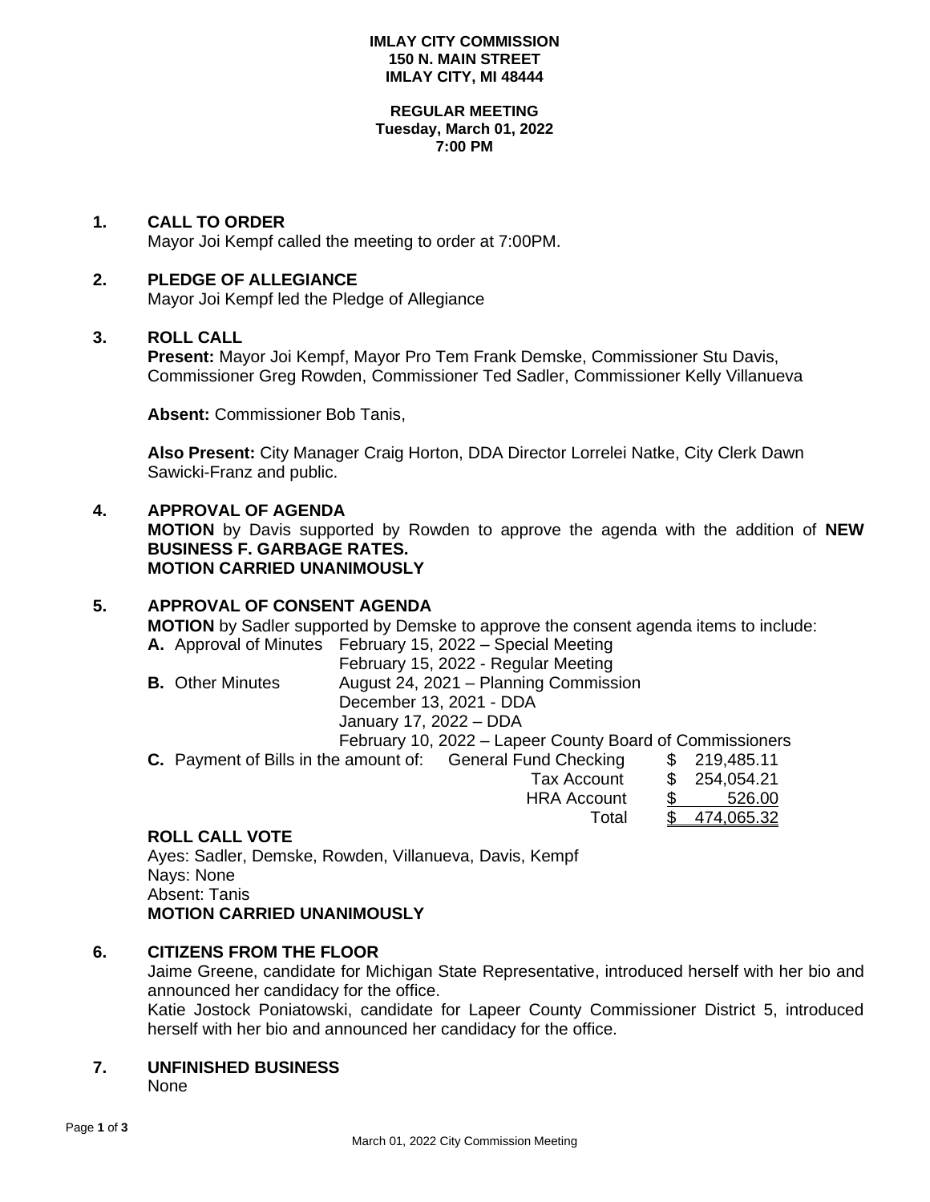**IMLAY CITY COMMISSION**
**150 N. MAIN STREET**
**IMLAY CITY, MI 48444**

**REGULAR MEETING**
**Tuesday, March 01, 2022**
**7:00 PM**

## 1. CALL TO ORDER

Mayor Joi Kempf called the meeting to order at 7:00PM.

## 2. PLEDGE OF ALLEGIANCE

Mayor Joi Kempf led the Pledge of Allegiance

## 3. ROLL CALL

**Present:** Mayor Joi Kempf, Mayor Pro Tem Frank Demske, Commissioner Stu Davis, Commissioner Greg Rowden, Commissioner Ted Sadler, Commissioner Kelly Villanueva

**Absent:** Commissioner Bob Tanis,

**Also Present:** City Manager Craig Horton, DDA Director Lorrelei Natke, City Clerk Dawn Sawicki-Franz and public.

## 4. APPROVAL OF AGENDA

**MOTION** by Davis supported by Rowden to approve the agenda with the addition of **NEW BUSINESS F. GARBAGE RATES.**
**MOTION CARRIED UNANIMOUSLY**

## 5. APPROVAL OF CONSENT AGENDA

**MOTION** by Sadler supported by Demske to approve the consent agenda items to include:

**A.** Approval of Minutes February 15, 2022 – Special Meeting
February 15, 2022 - Regular Meeting

**B.** Other Minutes August 24, 2021 – Planning Commission
December 13, 2021 - DDA
January 17, 2022 – DDA
February 10, 2022 – Lapeer County Board of Commissioners

**C.** Payment of Bills in the amount of:

| | |
|---|---|
| General Fund Checking | $ 219,485.11 |
| Tax Account | $ 254,054.21 |
| HRA Account | $ 526.00 |
| Total | $ 474,065.32 |

**ROLL CALL VOTE**
Ayes: Sadler, Demske, Rowden, Villanueva, Davis, Kempf
Nays: None
Absent: Tanis
**MOTION CARRIED UNANIMOUSLY**

## 6. CITIZENS FROM THE FLOOR

Jaime Greene, candidate for Michigan State Representative, introduced herself with her bio and announced her candidacy for the office.
Katie Jostock Poniatowski, candidate for Lapeer County Commissioner District 5, introduced herself with her bio and announced her candidacy for the office.

## 7. UNFINISHED BUSINESS

None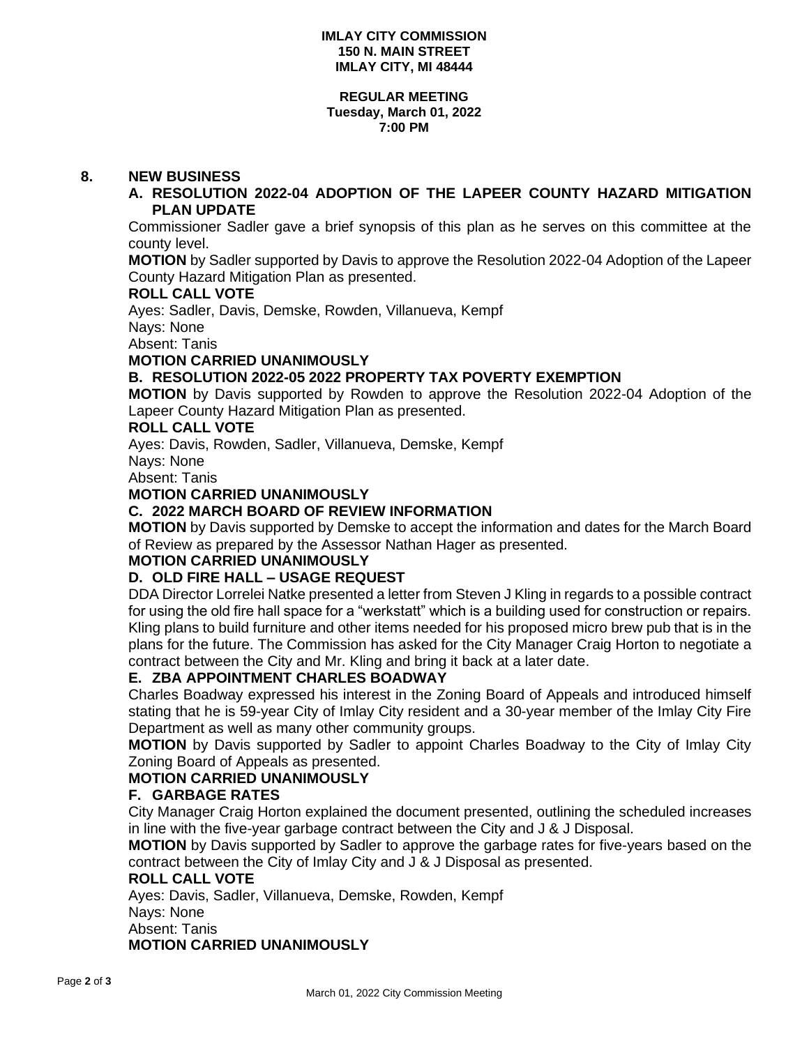**IMLAY CITY COMMISSION**
**150 N. MAIN STREET**
**IMLAY CITY, MI 48444**

**REGULAR MEETING**
**Tuesday, March 01, 2022**
**7:00 PM**

## 8. NEW BUSINESS

### A. RESOLUTION 2022-04 ADOPTION OF THE LAPEER COUNTY HAZARD MITIGATION PLAN UPDATE

Commissioner Sadler gave a brief synopsis of this plan as he serves on this committee at the county level.

**MOTION** by Sadler supported by Davis to approve the Resolution 2022-04 Adoption of the Lapeer County Hazard Mitigation Plan as presented.

**ROLL CALL VOTE**

Ayes: Sadler, Davis, Demske, Rowden, Villanueva, Kempf
Nays: None
Absent: Tanis

**MOTION CARRIED UNANIMOUSLY**

### B. RESOLUTION 2022-05 2022 PROPERTY TAX POVERTY EXEMPTION

**MOTION** by Davis supported by Rowden to approve the Resolution 2022-04 Adoption of the Lapeer County Hazard Mitigation Plan as presented.

**ROLL CALL VOTE**

Ayes: Davis, Rowden, Sadler, Villanueva, Demske, Kempf
Nays: None
Absent: Tanis

**MOTION CARRIED UNANIMOUSLY**

### C. 2022 MARCH BOARD OF REVIEW INFORMATION

**MOTION** by Davis supported by Demske to accept the information and dates for the March Board of Review as prepared by the Assessor Nathan Hager as presented.

**MOTION CARRIED UNANIMOUSLY**

### D. OLD FIRE HALL – USAGE REQUEST

DDA Director Lorrelei Natke presented a letter from Steven J Kling in regards to a possible contract for using the old fire hall space for a "werkstatt" which is a building used for construction or repairs. Kling plans to build furniture and other items needed for his proposed micro brew pub that is in the plans for the future. The Commission has asked for the City Manager Craig Horton to negotiate a contract between the City and Mr. Kling and bring it back at a later date.

### E. ZBA APPOINTMENT CHARLES BOADWAY

Charles Boadway expressed his interest in the Zoning Board of Appeals and introduced himself stating that he is 59-year City of Imlay City resident and a 30-year member of the Imlay City Fire Department as well as many other community groups.

**MOTION** by Davis supported by Sadler to appoint Charles Boadway to the City of Imlay City Zoning Board of Appeals as presented.

**MOTION CARRIED UNANIMOUSLY**

### F. GARBAGE RATES

City Manager Craig Horton explained the document presented, outlining the scheduled increases in line with the five-year garbage contract between the City and J & J Disposal.

**MOTION** by Davis supported by Sadler to approve the garbage rates for five-years based on the contract between the City of Imlay City and J & J Disposal as presented.

**ROLL CALL VOTE**

Ayes: Davis, Sadler, Villanueva, Demske, Rowden, Kempf
Nays: None
Absent: Tanis

**MOTION CARRIED UNANIMOUSLY**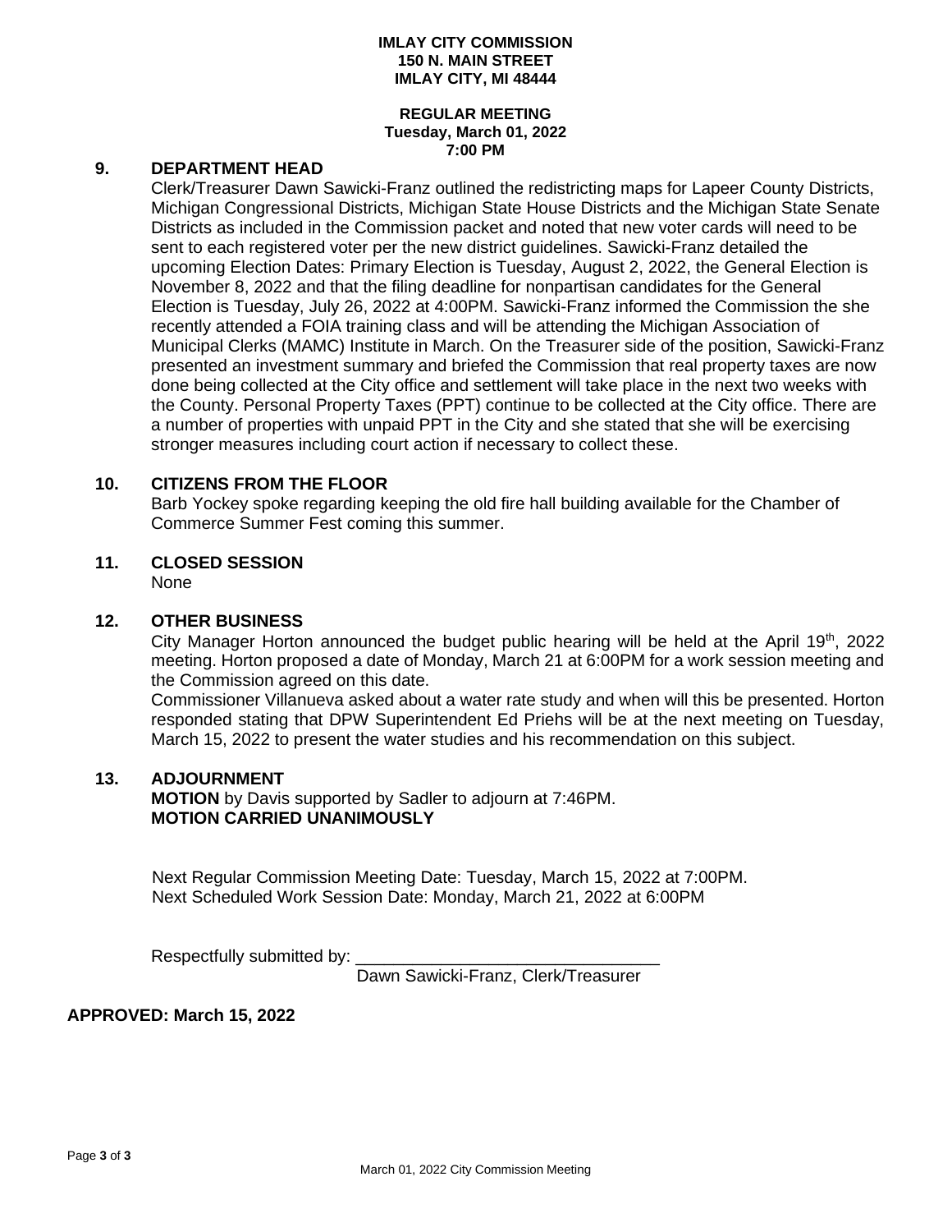**IMLAY CITY COMMISSION**
**150 N. MAIN STREET**
**IMLAY CITY, MI 48444**

**REGULAR MEETING**
**Tuesday, March 01, 2022**
**7:00 PM**

## 9. DEPARTMENT HEAD

Clerk/Treasurer Dawn Sawicki-Franz outlined the redistricting maps for Lapeer County Districts, Michigan Congressional Districts, Michigan State House Districts and the Michigan State Senate Districts as included in the Commission packet and noted that new voter cards will need to be sent to each registered voter per the new district guidelines. Sawicki-Franz detailed the upcoming Election Dates: Primary Election is Tuesday, August 2, 2022, the General Election is November 8, 2022 and that the filing deadline for nonpartisan candidates for the General Election is Tuesday, July 26, 2022 at 4:00PM. Sawicki-Franz informed the Commission the she recently attended a FOIA training class and will be attending the Michigan Association of Municipal Clerks (MAMC) Institute in March. On the Treasurer side of the position, Sawicki-Franz presented an investment summary and briefed the Commission that real property taxes are now done being collected at the City office and settlement will take place in the next two weeks with the County. Personal Property Taxes (PPT) continue to be collected at the City office. There are a number of properties with unpaid PPT in the City and she stated that she will be exercising stronger measures including court action if necessary to collect these.

## 10. CITIZENS FROM THE FLOOR

Barb Yockey spoke regarding keeping the old fire hall building available for the Chamber of Commerce Summer Fest coming this summer.

## 11. CLOSED SESSION

None

## 12. OTHER BUSINESS

City Manager Horton announced the budget public hearing will be held at the April 19th, 2022 meeting. Horton proposed a date of Monday, March 21 at 6:00PM for a work session meeting and the Commission agreed on this date.

Commissioner Villanueva asked about a water rate study and when will this be presented. Horton responded stating that DPW Superintendent Ed Priehs will be at the next meeting on Tuesday, March 15, 2022 to present the water studies and his recommendation on this subject.

## 13. ADJOURNMENT

**MOTION** by Davis supported by Sadler to adjourn at 7:46PM.
**MOTION CARRIED UNANIMOUSLY**

Next Regular Commission Meeting Date: Tuesday, March 15, 2022 at 7:00PM.
Next Scheduled Work Session Date: Monday, March 21, 2022 at 6:00PM

Respectfully submitted by: ________________________________
Dawn Sawicki-Franz, Clerk/Treasurer

**APPROVED: March 15, 2022**